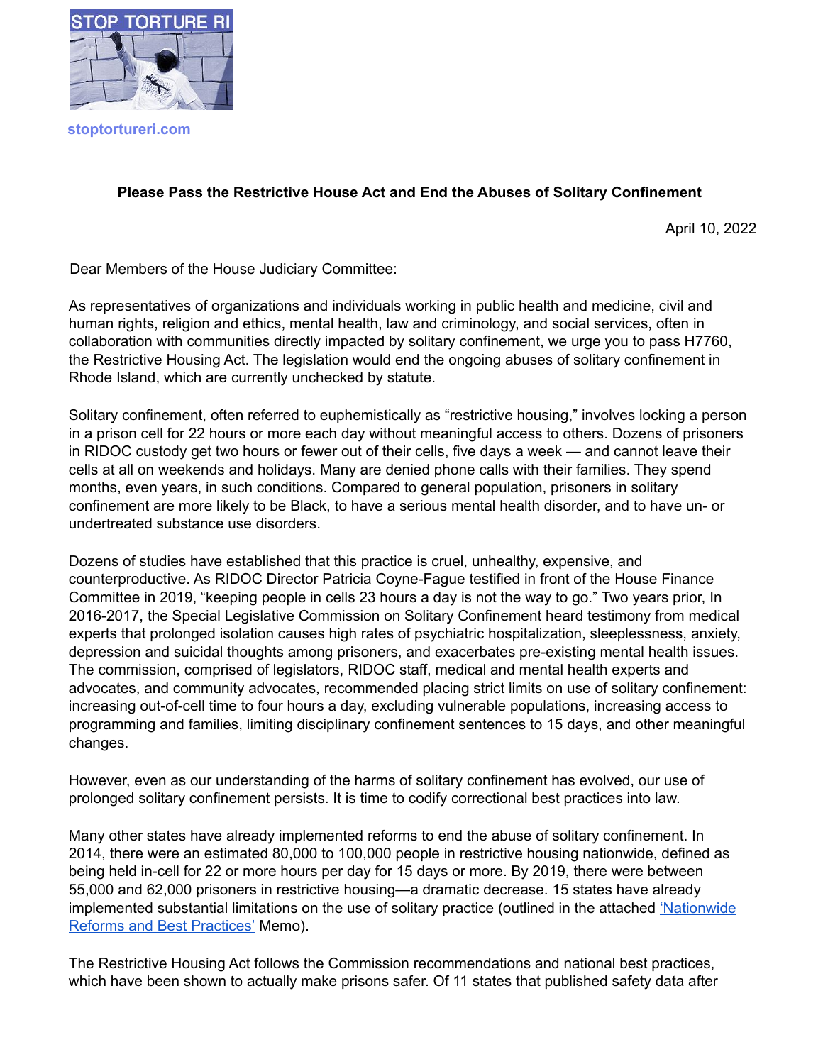STOP TORTURE RI

stoptortureri.com

**Please Pass the Restrictive House Act and End the Abuses of Solitary Confinement**

April 10, 2022

Dear Members of the House Judiciary Committee:

As representatives of organizations and individuals working in public health and medicine, civil and human rights, religion and ethics, mental health, law and criminology, and social services, often in collaboration with communities directly impacted by solitary confinement, we urge you to pass H7760, the Restrictive Housing Act. The legislation would end the ongoing abuses of solitary confinement in Rhode Island, which are currently unchecked by statute.

Solitary confinement, often referred to euphemistically as "restrictive housing," involves locking a person in a prison cell for 22 hours or more each day without meaningful access to others. Dozens of prisoners in RIDOC custody get two hours or fewer out of their cells, five days a week — and cannot leave their cells at all on weekends and holidays. Many are denied phone calls with their families. They spend months, even years, in such conditions. Compared to general population, prisoners in solitary confinement are more likely to be Black, to have a serious mental health disorder, and to have un- or undertreated substance use disorders.

Dozens of studies have established that this practice is cruel, unhealthy, expensive, and counterproductive. As RIDOC Director Patricia Coyne-Fague testified in front of the House Finance Committee in 2019, "keeping people in cells 23 hours a day is not the way to go." Two years prior, In 2016-2017, the Special Legislative Commission on Solitary Confinement heard testimony from medical experts that prolonged isolation causes high rates of psychiatric hospitalization, sleeplessness, anxiety, depression and suicidal thoughts among prisoners, and exacerbates pre-existing mental health issues. The commission, comprised of legislators, RIDOC staff, medical and mental health experts and advocates, and community advocates, recommended placing strict limits on use of solitary confinement: increasing out-of-cell time to four hours a day, excluding vulnerable populations, increasing access to programming and families, limiting disciplinary confinement sentences to 15 days, and other meaningful changes.

However, even as our understanding of the harms of solitary confinement has evolved, our use of prolonged solitary confinement persists. It is time to codify correctional best practices into law.

Many other states have already implemented reforms to end the abuse of solitary confinement. In 2014, there were an estimated 80,000 to 100,000 people in restrictive housing nationwide, defined as being held in-cell for 22 or more hours per day for 15 days or more. By 2019, there were between 55,000 and 62,000 prisoners in restrictive housing—a dramatic decrease. 15 states have already implemented substantial limitations on the use of solitary practice (outlined in the attached 'Nationwide Reforms and Best Practices' Memo).

The Restrictive Housing Act follows the Commission recommendations and national best practices, which have been shown to actually make prisons safer. Of 11 states that published safety data after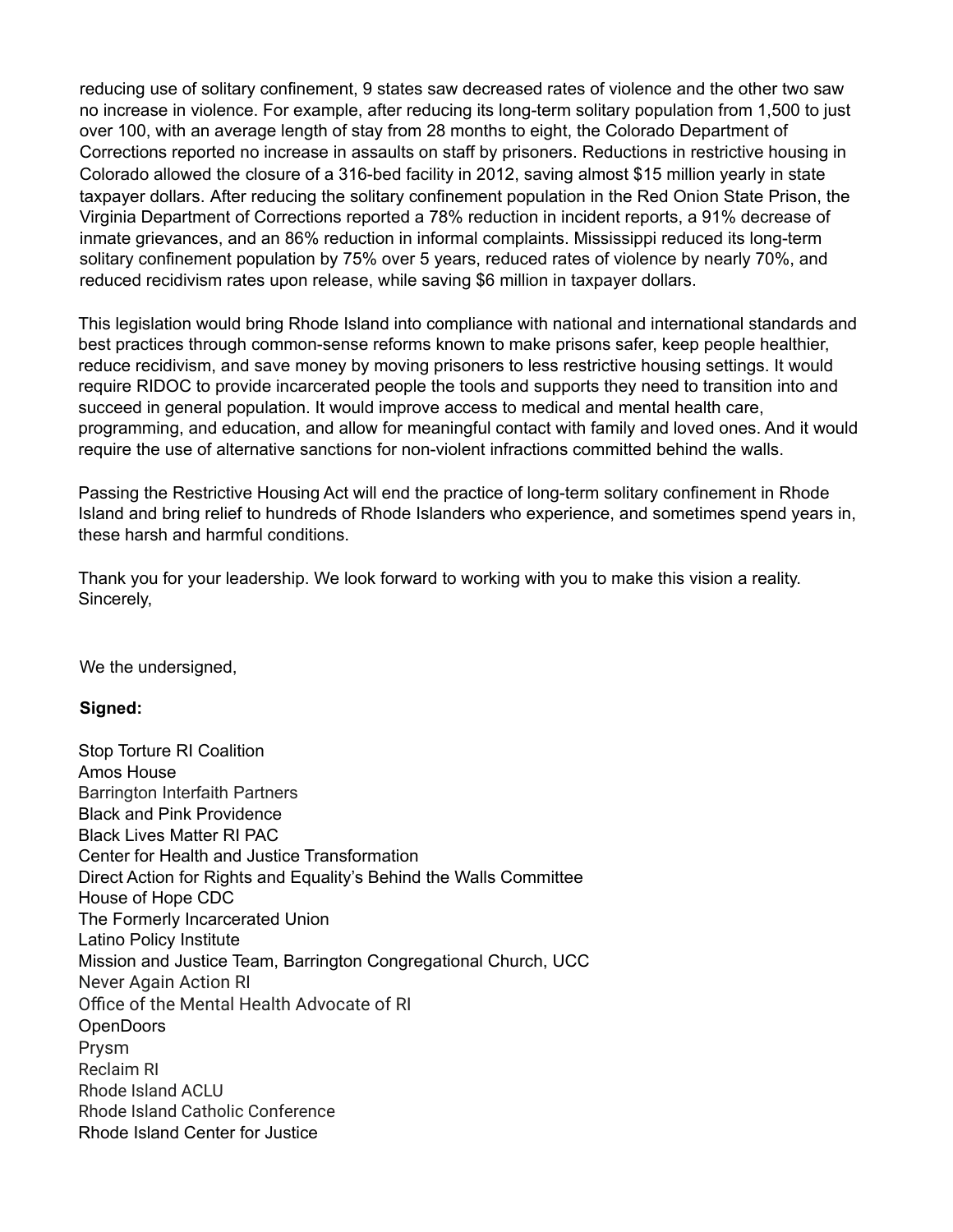reducing use of solitary confinement, 9 states saw decreased rates of violence and the other two saw no increase in violence. For example, after reducing its long-term solitary population from 1,500 to just over 100, with an average length of stay from 28 months to eight, the Colorado Department of Corrections reported no increase in assaults on staff by prisoners. Reductions in restrictive housing in Colorado allowed the closure of a 316-bed facility in 2012, saving almost $15 million yearly in state taxpayer dollars. After reducing the solitary confinement population in the Red Onion State Prison, the Virginia Department of Corrections reported a 78% reduction in incident reports, a 91% decrease of inmate grievances, and an 86% reduction in informal complaints. Mississippi reduced its long-term solitary confinement population by 75% over 5 years, reduced rates of violence by nearly 70%, and reduced recidivism rates upon release, while saving $6 million in taxpayer dollars.

This legislation would bring Rhode Island into compliance with national and international standards and best practices through common-sense reforms known to make prisons safer, keep people healthier, reduce recidivism, and save money by moving prisoners to less restrictive housing settings. It would require RIDOC to provide incarcerated people the tools and supports they need to transition into and succeed in general population. It would improve access to medical and mental health care, programming, and education, and allow for meaningful contact with family and loved ones. And it would require the use of alternative sanctions for non-violent infractions committed behind the walls.

Passing the Restrictive Housing Act will end the practice of long-term solitary confinement in Rhode Island and bring relief to hundreds of Rhode Islanders who experience, and sometimes spend years in, these harsh and harmful conditions.

Thank you for your leadership. We look forward to working with you to make this vision a reality.
Sincerely,

We the undersigned,

**Signed:**

Stop Torture RI Coalition
Amos House
Barrington Interfaith Partners
Black and Pink Providence
Black Lives Matter RI PAC
Center for Health and Justice Transformation
Direct Action for Rights and Equality's Behind the Walls Committee
House of Hope CDC
The Formerly Incarcerated Union
Latino Policy Institute
Mission and Justice Team, Barrington Congregational Church, UCC
Never Again Action RI
Office of the Mental Health Advocate of RI
OpenDoors
Prysm
Reclaim RI
Rhode Island ACLU
Rhode Island Catholic Conference
Rhode Island Center for Justice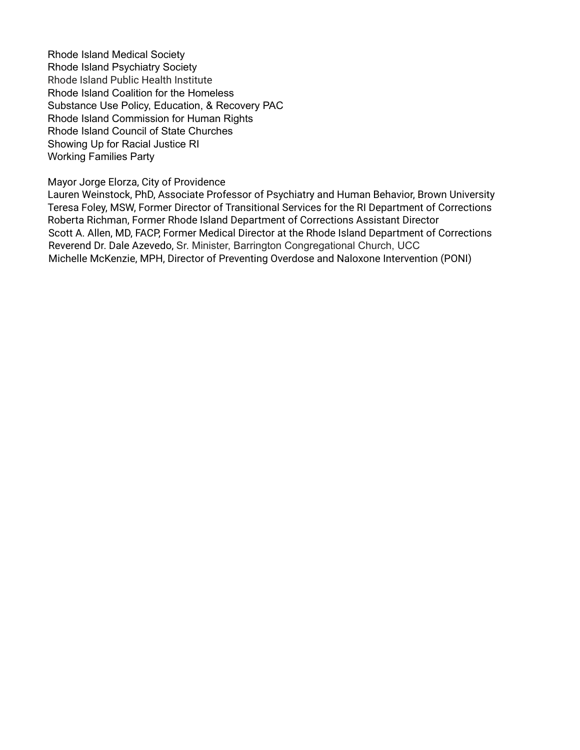Rhode Island Medical Society
Rhode Island Psychiatry Society
Rhode Island Public Health Institute
Rhode Island Coalition for the Homeless
Substance Use Policy, Education, & Recovery PAC
Rhode Island Commission for Human Rights
Rhode Island Council of State Churches
Showing Up for Racial Justice RI
Working Families Party

Mayor Jorge Elorza, City of Providence
Lauren Weinstock, PhD, Associate Professor of Psychiatry and Human Behavior, Brown University
Teresa Foley, MSW, Former Director of Transitional Services for the RI Department of Corrections
Roberta Richman, Former Rhode Island Department of Corrections Assistant Director
Scott A. Allen, MD, FACP, Former Medical Director at the Rhode Island Department of Corrections
Reverend Dr. Dale Azevedo, Sr. Minister, Barrington Congregational Church, UCC
Michelle McKenzie, MPH, Director of Preventing Overdose and Naloxone Intervention (PONI)